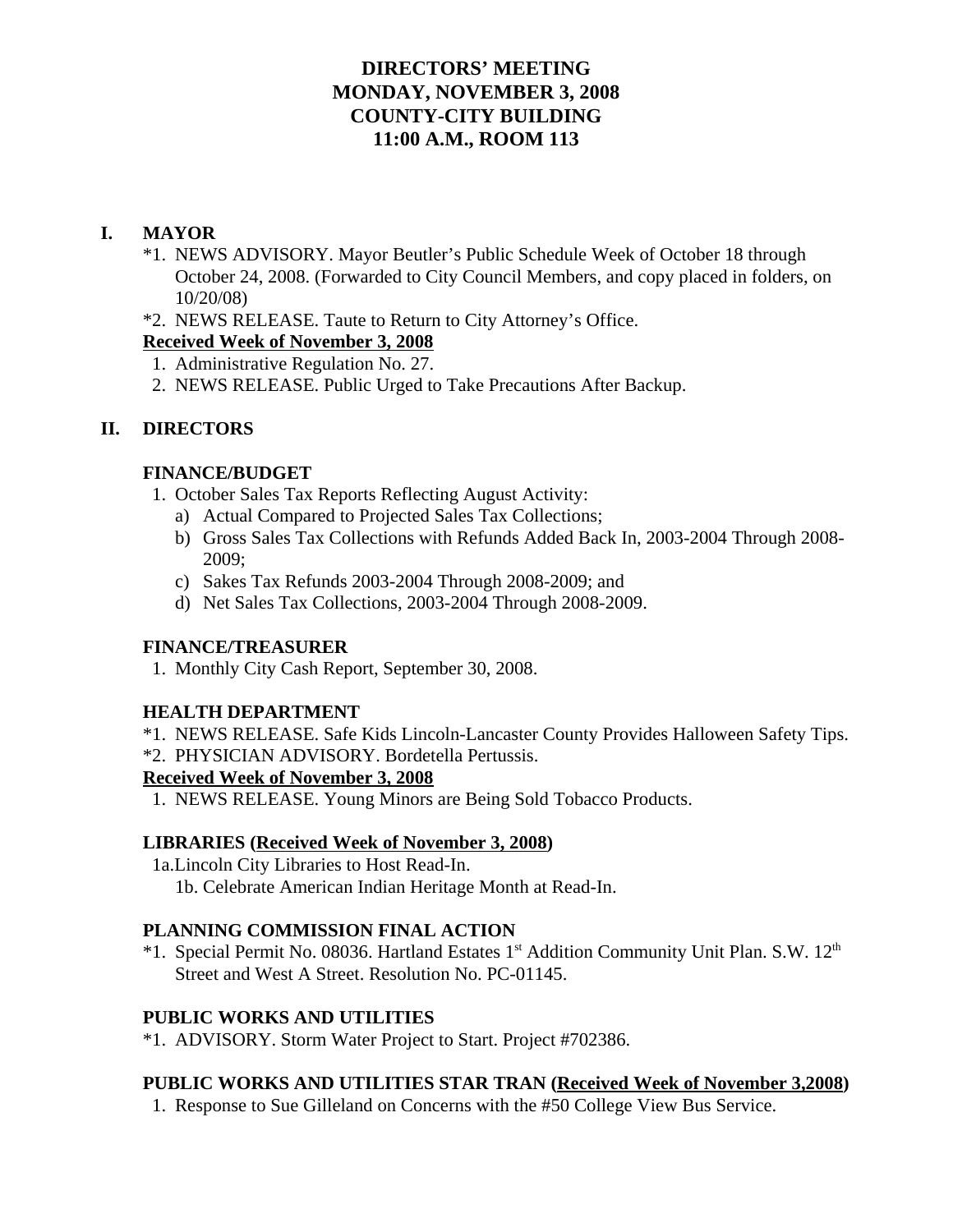# DIRECTORS' MEETING
# MONDAY, NOVEMBER 3, 2008
# COUNTY-CITY BUILDING
# 11:00 A.M., ROOM 113

## I. MAYOR

*1. NEWS ADVISORY. Mayor Beutler's Public Schedule Week of October 18 through October 24, 2008. (Forwarded to City Council Members, and copy placed in folders, on 10/20/08)

*2. NEWS RELEASE. Taute to Return to City Attorney's Office.

**Received Week of November 3, 2008**

1. Administrative Regulation No. 27.
2. NEWS RELEASE. Public Urged to Take Precautions After Backup.

## II. DIRECTORS

### FINANCE/BUDGET

1. October Sales Tax Reports Reflecting August Activity:
   a) Actual Compared to Projected Sales Tax Collections;
   b) Gross Sales Tax Collections with Refunds Added Back In, 2003-2004 Through 2008-2009;
   c) Sakes Tax Refunds 2003-2004 Through 2008-2009; and
   d) Net Sales Tax Collections, 2003-2004 Through 2008-2009.

### FINANCE/TREASURER

1. Monthly City Cash Report, September 30, 2008.

### HEALTH DEPARTMENT

*1. NEWS RELEASE. Safe Kids Lincoln-Lancaster County Provides Halloween Safety Tips.

*2. PHYSICIAN ADVISORY. Bordetella Pertussis.

**Received Week of November 3, 2008**

1. NEWS RELEASE. Young Minors are Being Sold Tobacco Products.

### LIBRARIES (Received Week of November 3, 2008)

1a. Lincoln City Libraries to Host Read-In.

1b. Celebrate American Indian Heritage Month at Read-In.

### PLANNING COMMISSION FINAL ACTION

*1. Special Permit No. 08036. Hartland Estates 1st Addition Community Unit Plan. S.W. 12th Street and West A Street. Resolution No. PC-01145.

### PUBLIC WORKS AND UTILITIES

*1. ADVISORY. Storm Water Project to Start. Project #702386.

### PUBLIC WORKS AND UTILITIES STAR TRAN (Received Week of November 3,2008)

1. Response to Sue Gilleland on Concerns with the #50 College View Bus Service.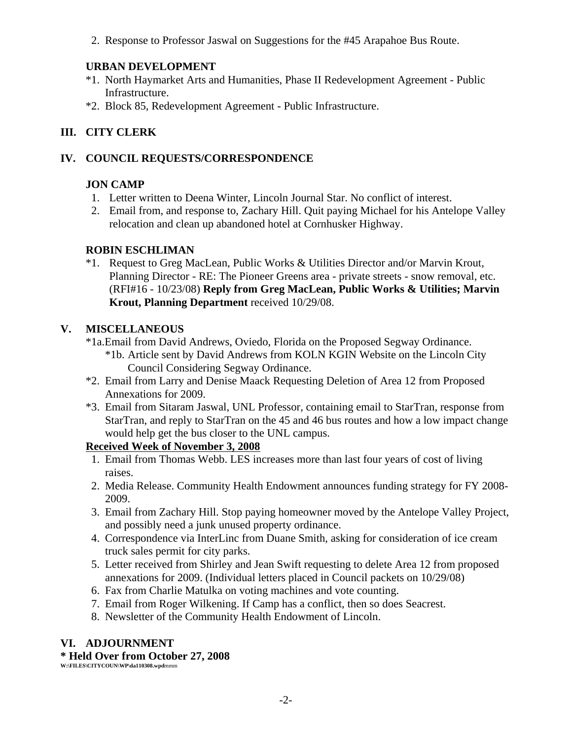2. Response to Professor Jaswal on Suggestions for the #45 Arapahoe Bus Route.

**URBAN DEVELOPMENT**

*1. North Haymarket Arts and Humanities, Phase II Redevelopment Agreement - Public Infrastructure.

*2. Block 85, Redevelopment Agreement - Public Infrastructure.

## III. CITY CLERK

## IV. COUNCIL REQUESTS/CORRESPONDENCE

**JON CAMP**

1. Letter written to Deena Winter, Lincoln Journal Star. No conflict of interest.
2. Email from, and response to, Zachary Hill. Quit paying Michael for his Antelope Valley relocation and clean up abandoned hotel at Cornhusker Highway.

**ROBIN ESCHLIMAN**

*1. Request to Greg MacLean, Public Works & Utilities Director and/or Marvin Krout, Planning Director - RE: The Pioneer Greens area - private streets - snow removal, etc. (RFI#16 - 10/23/08) **Reply from Greg MacLean, Public Works & Utilities; Marvin Krout, Planning Department** received 10/29/08.

## V. MISCELLANEOUS

*1a. Email from David Andrews, Oviedo, Florida on the Proposed Segway Ordinance.

*1b. Article sent by David Andrews from KOLN KGIN Website on the Lincoln City Council Considering Segway Ordinance.

*2. Email from Larry and Denise Maack Requesting Deletion of Area 12 from Proposed Annexations for 2009.

*3. Email from Sitaram Jaswal, UNL Professor, containing email to StarTran, response from StarTran, and reply to StarTran on the 45 and 46 bus routes and how a low impact change would help get the bus closer to the UNL campus.

**<u>Received Week of November 3, 2008</u>**

1. Email from Thomas Webb. LES increases more than last four years of cost of living raises.
2. Media Release. Community Health Endowment announces funding strategy for FY 2008-2009.
3. Email from Zachary Hill. Stop paying homeowner moved by the Antelope Valley Project, and possibly need a junk unused property ordinance.
4. Correspondence via InterLinc from Duane Smith, asking for consideration of ice cream truck sales permit for city parks.
5. Letter received from Shirley and Jean Swift requesting to delete Area 12 from proposed annexations for 2009. (Individual letters placed in Council packets on 10/29/08)
6. Fax from Charlie Matulka on voting machines and vote counting.
7. Email from Roger Wilkening. If Camp has a conflict, then so does Seacrest.
8. Newsletter of the Community Health Endowment of Lincoln.

## VI. ADJOURNMENT

**\* Held Over from October 27, 2008**

W:\FILES\CITYCOUN\WP\da110308.wpdmmm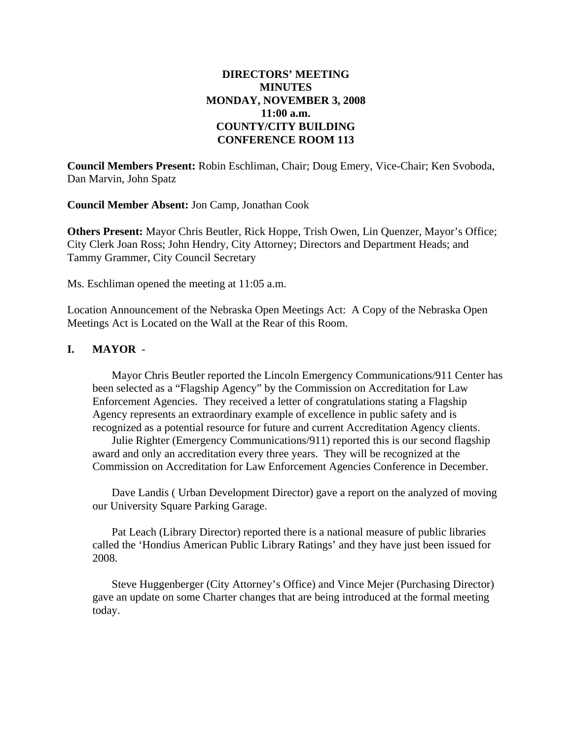**DIRECTORS' MEETING**
**MINUTES**
**MONDAY, NOVEMBER 3, 2008**
**11:00 a.m.**
**COUNTY/CITY BUILDING**
**CONFERENCE ROOM 113**

**Council Members Present:** Robin Eschliman, Chair; Doug Emery, Vice-Chair; Ken Svoboda, Dan Marvin, John Spatz

**Council Member Absent:** Jon Camp, Jonathan Cook

**Others Present:** Mayor Chris Beutler, Rick Hoppe, Trish Owen, Lin Quenzer, Mayor's Office; City Clerk Joan Ross; John Hendry, City Attorney; Directors and Department Heads; and Tammy Grammer, City Council Secretary

Ms. Eschliman opened the meeting at 11:05 a.m.

Location Announcement of the Nebraska Open Meetings Act: A Copy of the Nebraska Open Meetings Act is Located on the Wall at the Rear of this Room.

## I. MAYOR -

Mayor Chris Beutler reported the Lincoln Emergency Communications/911 Center has been selected as a "Flagship Agency" by the Commission on Accreditation for Law Enforcement Agencies. They received a letter of congratulations stating a Flagship Agency represents an extraordinary example of excellence in public safety and is recognized as a potential resource for future and current Accreditation Agency clients.

Julie Righter (Emergency Communications/911) reported this is our second flagship award and only an accreditation every three years. They will be recognized at the Commission on Accreditation for Law Enforcement Agencies Conference in December.

Dave Landis ( Urban Development Director) gave a report on the analyzed of moving our University Square Parking Garage.

Pat Leach (Library Director) reported there is a national measure of public libraries called the 'Hondius American Public Library Ratings' and they have just been issued for 2008.

Steve Huggenberger (City Attorney's Office) and Vince Mejer (Purchasing Director) gave an update on some Charter changes that are being introduced at the formal meeting today.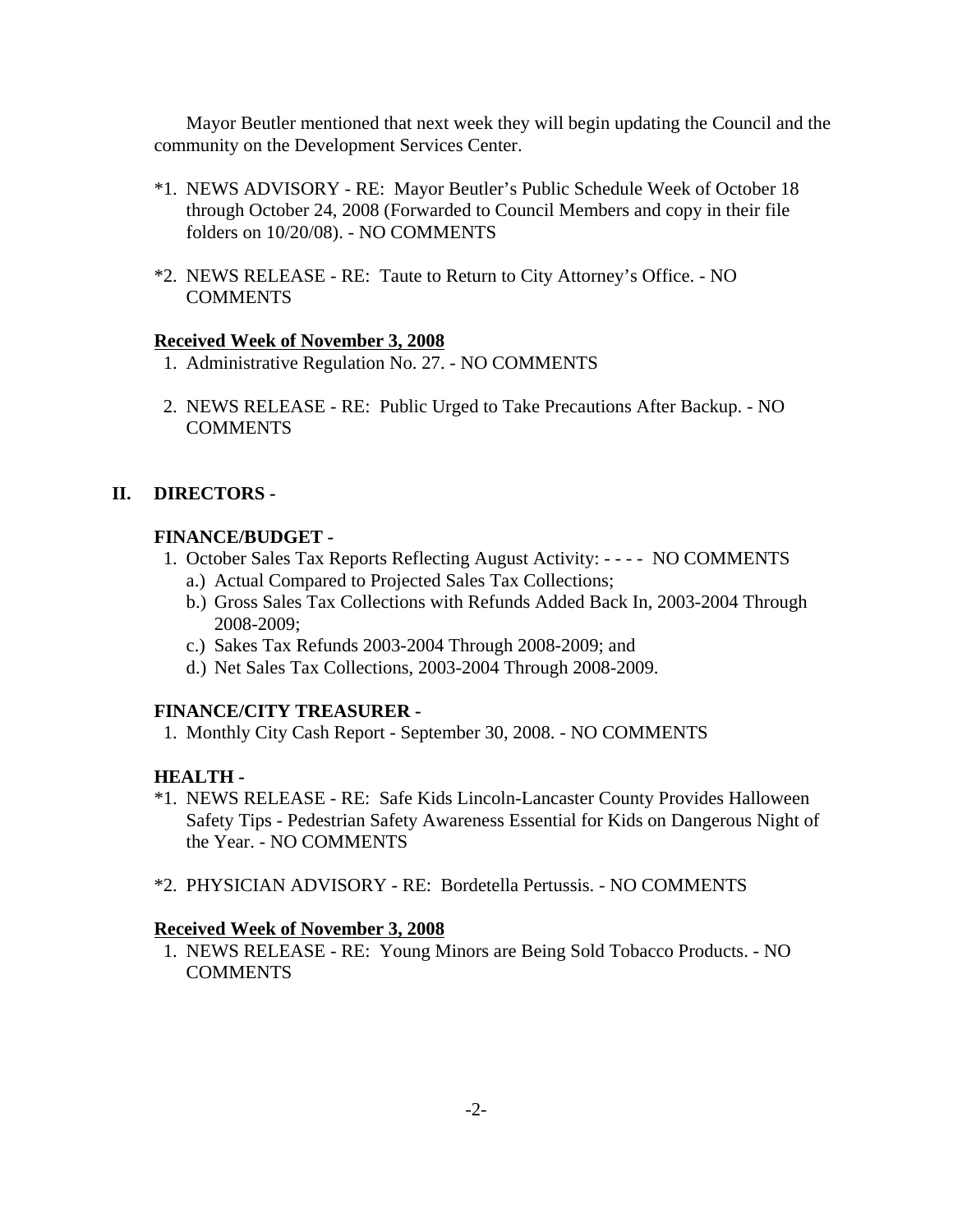Mayor Beutler mentioned that next week they will begin updating the Council and the community on the Development Services Center.

*1. NEWS ADVISORY - RE: Mayor Beutler's Public Schedule Week of October 18 through October 24, 2008 (Forwarded to Council Members and copy in their file folders on 10/20/08). - NO COMMENTS

*2. NEWS RELEASE - RE: Taute to Return to City Attorney's Office. - NO COMMENTS

**Received Week of November 3, 2008**

1. Administrative Regulation No. 27. - NO COMMENTS

2. NEWS RELEASE - RE: Public Urged to Take Precautions After Backup. - NO COMMENTS

## II. DIRECTORS -

**FINANCE/BUDGET -**

1. October Sales Tax Reports Reflecting August Activity: - - - - NO COMMENTS
   a.) Actual Compared to Projected Sales Tax Collections;
   b.) Gross Sales Tax Collections with Refunds Added Back In, 2003-2004 Through 2008-2009;
   c.) Sakes Tax Refunds 2003-2004 Through 2008-2009; and
   d.) Net Sales Tax Collections, 2003-2004 Through 2008-2009.

**FINANCE/CITY TREASURER -**

1. Monthly City Cash Report - September 30, 2008. - NO COMMENTS

**HEALTH -**

*1. NEWS RELEASE - RE: Safe Kids Lincoln-Lancaster County Provides Halloween Safety Tips - Pedestrian Safety Awareness Essential for Kids on Dangerous Night of the Year. - NO COMMENTS

*2. PHYSICIAN ADVISORY - RE: Bordetella Pertussis. - NO COMMENTS

**Received Week of November 3, 2008**

1. NEWS RELEASE - RE: Young Minors are Being Sold Tobacco Products. - NO COMMENTS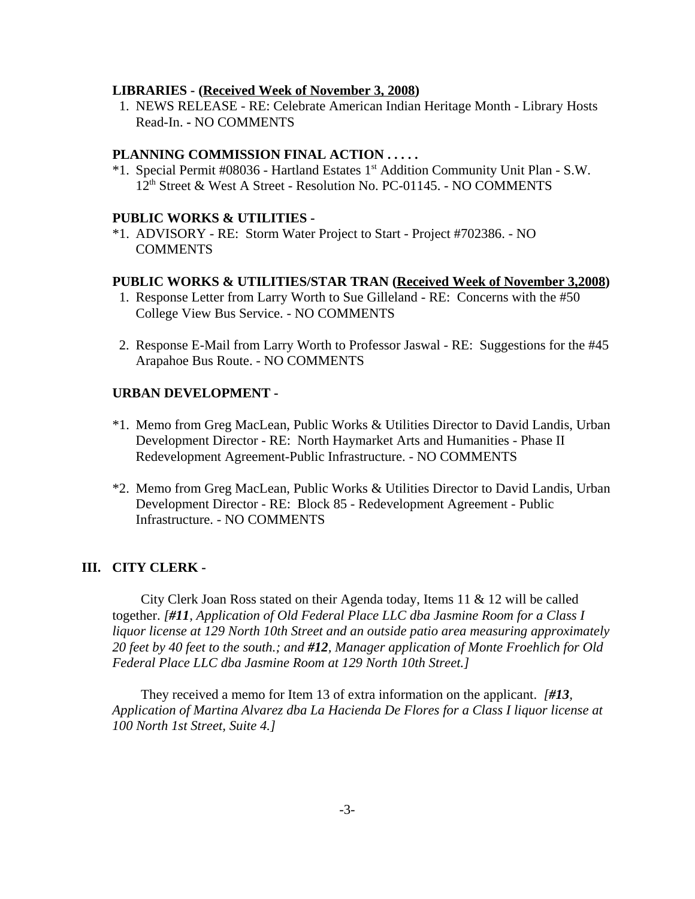**LIBRARIES - (Received Week of November 3, 2008)**

1. NEWS RELEASE - RE: Celebrate American Indian Heritage Month - Library Hosts Read-In. - NO COMMENTS

**PLANNING COMMISSION FINAL ACTION . . . . .**

*1. Special Permit #08036 - Hartland Estates 1st Addition Community Unit Plan - S.W. 12th Street & West A Street - Resolution No. PC-01145. - NO COMMENTS

**PUBLIC WORKS & UTILITIES -**

*1. ADVISORY - RE: Storm Water Project to Start - Project #702386. - NO COMMENTS

**PUBLIC WORKS & UTILITIES/STAR TRAN (Received Week of November 3,2008)**

1. Response Letter from Larry Worth to Sue Gilleland - RE: Concerns with the #50 College View Bus Service. - NO COMMENTS

2. Response E-Mail from Larry Worth to Professor Jaswal - RE: Suggestions for the #45 Arapahoe Bus Route. - NO COMMENTS

**URBAN DEVELOPMENT -**

*1. Memo from Greg MacLean, Public Works & Utilities Director to David Landis, Urban Development Director - RE: North Haymarket Arts and Humanities - Phase II Redevelopment Agreement-Public Infrastructure. - NO COMMENTS

*2. Memo from Greg MacLean, Public Works & Utilities Director to David Landis, Urban Development Director - RE: Block 85 - Redevelopment Agreement - Public Infrastructure. - NO COMMENTS

## III. CITY CLERK -

City Clerk Joan Ross stated on their Agenda today, Items 11 & 12 will be called together. *[**#11**, Application of Old Federal Place LLC dba Jasmine Room for a Class I liquor license at 129 North 10th Street and an outside patio area measuring approximately 20 feet by 40 feet to the south.; and **#12**, Manager application of Monte Froehlich for Old Federal Place LLC dba Jasmine Room at 129 North 10th Street.]*

They received a memo for Item 13 of extra information on the applicant. *[**#13**, Application of Martina Alvarez dba La Hacienda De Flores for a Class I liquor license at 100 North 1st Street, Suite 4.]*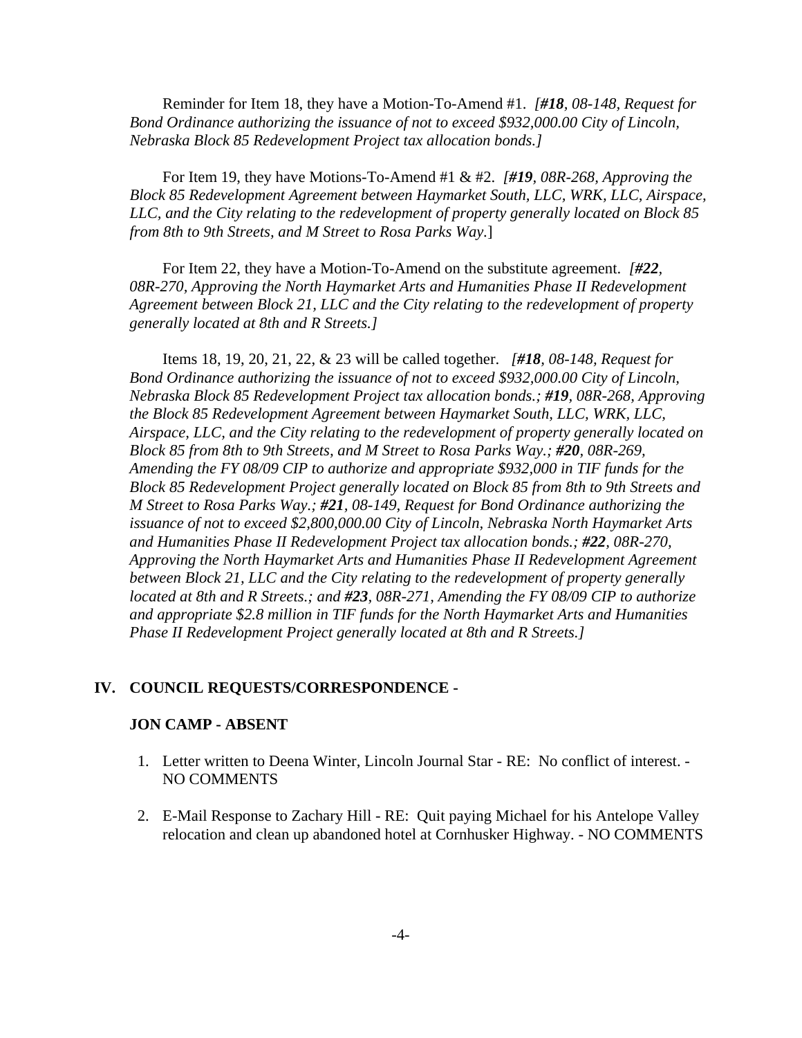Reminder for Item 18, they have a Motion-To-Amend #1. *[**#18**, 08-148, Request for Bond Ordinance authorizing the issuance of not to exceed $932,000.00 City of Lincoln, Nebraska Block 85 Redevelopment Project tax allocation bonds.]*

For Item 19, they have Motions-To-Amend #1 & #2. *[**#19**, 08R-268, Approving the Block 85 Redevelopment Agreement between Haymarket South, LLC, WRK, LLC, Airspace, LLC, and the City relating to the redevelopment of property generally located on Block 85 from 8th to 9th Streets, and M Street to Rosa Parks Way.*]

For Item 22, they have a Motion-To-Amend on the substitute agreement. *[**#22**, 08R-270, Approving the North Haymarket Arts and Humanities Phase II Redevelopment Agreement between Block 21, LLC and the City relating to the redevelopment of property generally located at 8th and R Streets.]*

Items 18, 19, 20, 21, 22, & 23 will be called together. *[**#18**, 08-148, Request for Bond Ordinance authorizing the issuance of not to exceed $932,000.00 City of Lincoln, Nebraska Block 85 Redevelopment Project tax allocation bonds.; **#19**, 08R-268, Approving the Block 85 Redevelopment Agreement between Haymarket South, LLC, WRK, LLC, Airspace, LLC, and the City relating to the redevelopment of property generally located on Block 85 from 8th to 9th Streets, and M Street to Rosa Parks Way.; **#20**, 08R-269, Amending the FY 08/09 CIP to authorize and appropriate $932,000 in TIF funds for the Block 85 Redevelopment Project generally located on Block 85 from 8th to 9th Streets and M Street to Rosa Parks Way.; **#21**, 08-149, Request for Bond Ordinance authorizing the issuance of not to exceed $2,800,000.00 City of Lincoln, Nebraska North Haymarket Arts and Humanities Phase II Redevelopment Project tax allocation bonds.; **#22**, 08R-270, Approving the North Haymarket Arts and Humanities Phase II Redevelopment Agreement between Block 21, LLC and the City relating to the redevelopment of property generally located at 8th and R Streets.; and **#23**, 08R-271, Amending the FY 08/09 CIP to authorize and appropriate $2.8 million in TIF funds for the North Haymarket Arts and Humanities Phase II Redevelopment Project generally located at 8th and R Streets.]*

## IV. COUNCIL REQUESTS/CORRESPONDENCE -

### JON CAMP - ABSENT

1. Letter written to Deena Winter, Lincoln Journal Star - RE: No conflict of interest. - NO COMMENTS

2. E-Mail Response to Zachary Hill - RE: Quit paying Michael for his Antelope Valley relocation and clean up abandoned hotel at Cornhusker Highway. - NO COMMENTS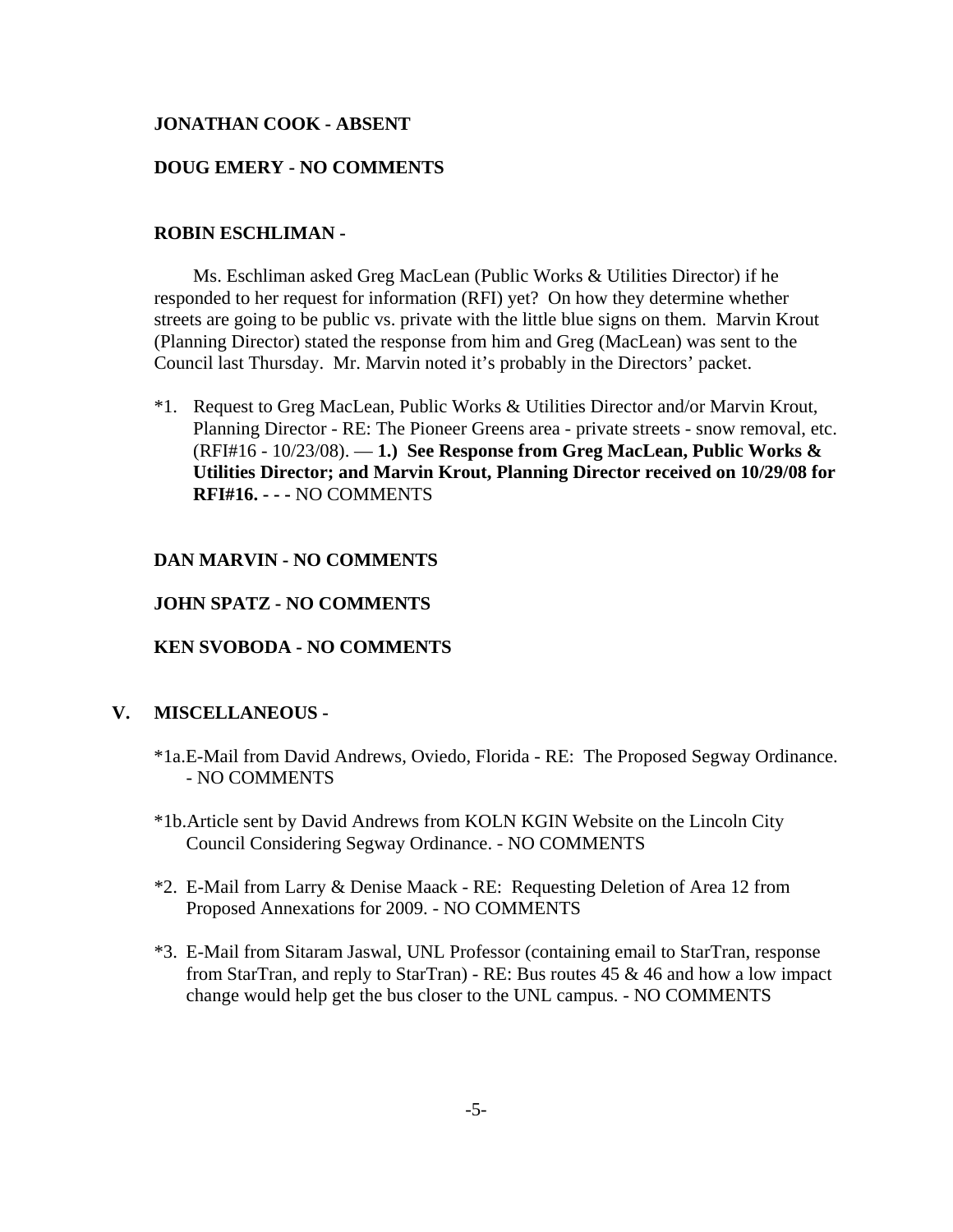**JONATHAN COOK - ABSENT**

**DOUG EMERY - NO COMMENTS**

**ROBIN ESCHLIMAN -**

Ms. Eschliman asked Greg MacLean (Public Works & Utilities Director) if he responded to her request for information (RFI) yet? On how they determine whether streets are going to be public vs. private with the little blue signs on them. Marvin Krout (Planning Director) stated the response from him and Greg (MacLean) was sent to the Council last Thursday. Mr. Marvin noted it's probably in the Directors' packet.

*1. Request to Greg MacLean, Public Works & Utilities Director and/or Marvin Krout, Planning Director - RE: The Pioneer Greens area - private streets - snow removal, etc. (RFI#16 - 10/23/08). — **1.) See Response from Greg MacLean, Public Works & Utilities Director; and Marvin Krout, Planning Director received on 10/29/08 for RFI#16. - - -** NO COMMENTS

**DAN MARVIN - NO COMMENTS**

**JOHN SPATZ - NO COMMENTS**

**KEN SVOBODA - NO COMMENTS**

## V. MISCELLANEOUS -

*1a. E-Mail from David Andrews, Oviedo, Florida - RE: The Proposed Segway Ordinance. - NO COMMENTS

*1b. Article sent by David Andrews from KOLN KGIN Website on the Lincoln City Council Considering Segway Ordinance. - NO COMMENTS

*2. E-Mail from Larry & Denise Maack - RE: Requesting Deletion of Area 12 from Proposed Annexations for 2009. - NO COMMENTS

*3. E-Mail from Sitaram Jaswal, UNL Professor (containing email to StarTran, response from StarTran, and reply to StarTran) - RE: Bus routes 45 & 46 and how a low impact change would help get the bus closer to the UNL campus. - NO COMMENTS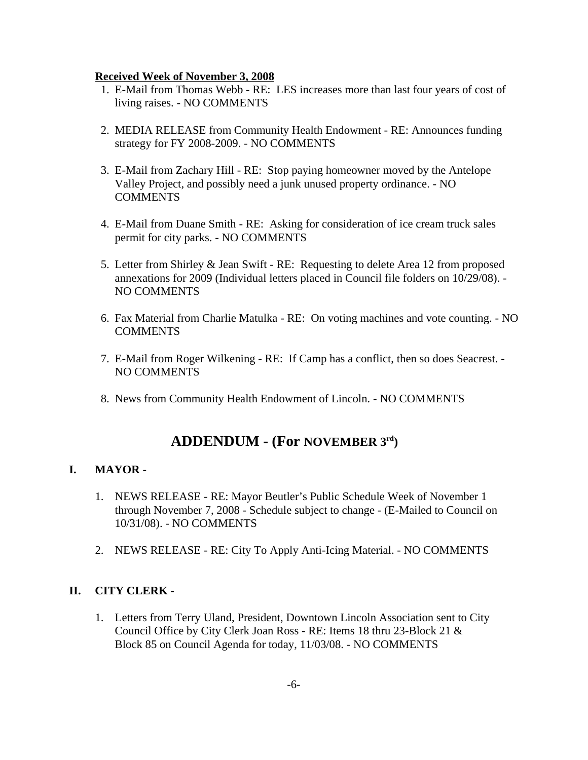**Received Week of November 3, 2008**

1. E-Mail from Thomas Webb - RE: LES increases more than last four years of cost of living raises. - NO COMMENTS

2. MEDIA RELEASE from Community Health Endowment - RE: Announces funding strategy for FY 2008-2009. - NO COMMENTS

3. E-Mail from Zachary Hill - RE: Stop paying homeowner moved by the Antelope Valley Project, and possibly need a junk unused property ordinance. - NO COMMENTS

4. E-Mail from Duane Smith - RE: Asking for consideration of ice cream truck sales permit for city parks. - NO COMMENTS

5. Letter from Shirley & Jean Swift - RE: Requesting to delete Area 12 from proposed annexations for 2009 (Individual letters placed in Council file folders on 10/29/08). - NO COMMENTS

6. Fax Material from Charlie Matulka - RE: On voting machines and vote counting. - NO COMMENTS

7. E-Mail from Roger Wilkening - RE: If Camp has a conflict, then so does Seacrest. - NO COMMENTS

8. News from Community Health Endowment of Lincoln. - NO COMMENTS

## ADDENDUM - (For NOVEMBER 3rd)

### I. MAYOR -

1. NEWS RELEASE - RE: Mayor Beutler's Public Schedule Week of November 1 through November 7, 2008 - Schedule subject to change - (E-Mailed to Council on 10/31/08). - NO COMMENTS

2. NEWS RELEASE - RE: City To Apply Anti-Icing Material. - NO COMMENTS

### II. CITY CLERK -

1. Letters from Terry Uland, President, Downtown Lincoln Association sent to City Council Office by City Clerk Joan Ross - RE: Items 18 thru 23-Block 21 & Block 85 on Council Agenda for today, 11/03/08. - NO COMMENTS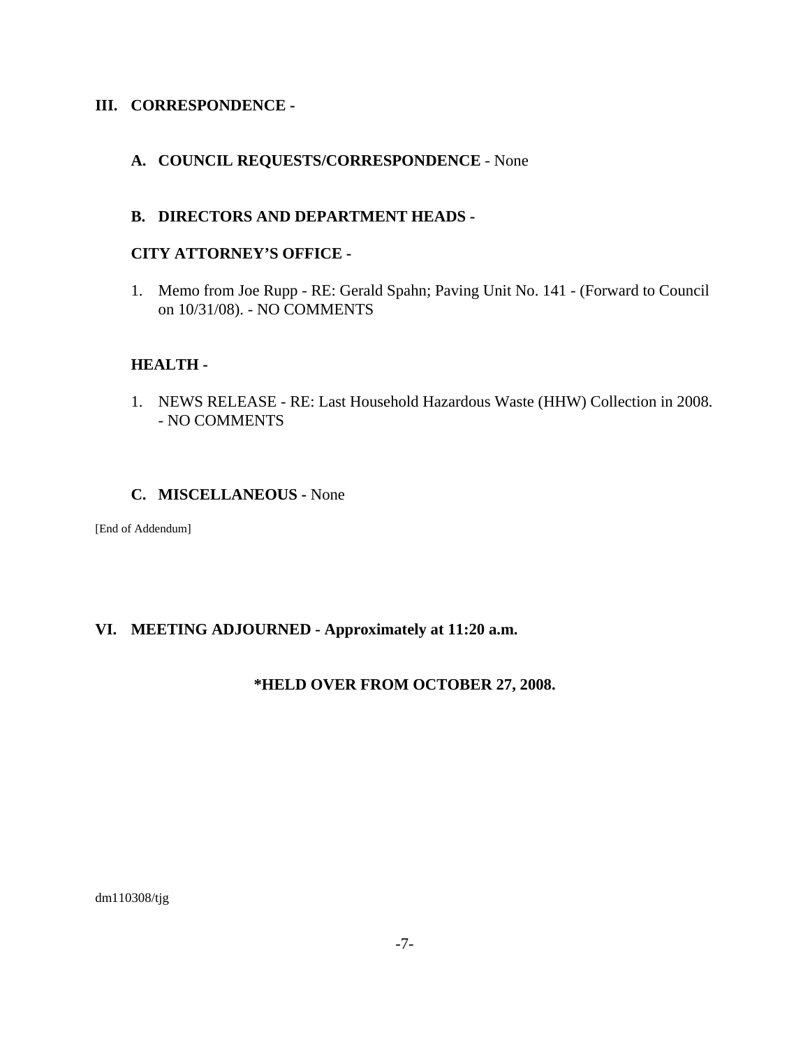## III. CORRESPONDENCE -

### A. COUNCIL REQUESTS/CORRESPONDENCE - None

### B. DIRECTORS AND DEPARTMENT HEADS -

**CITY ATTORNEY'S OFFICE -**

1. Memo from Joe Rupp - RE: Gerald Spahn; Paving Unit No. 141 - (Forward to Council on 10/31/08). - NO COMMENTS

**HEALTH -**

1. NEWS RELEASE - RE: Last Household Hazardous Waste (HHW) Collection in 2008. - NO COMMENTS

### C. MISCELLANEOUS - None

[End of Addendum]

## VI. MEETING ADJOURNED - Approximately at 11:20 a.m.

**\*HELD OVER FROM OCTOBER 27, 2008.**

dm110308/tjg